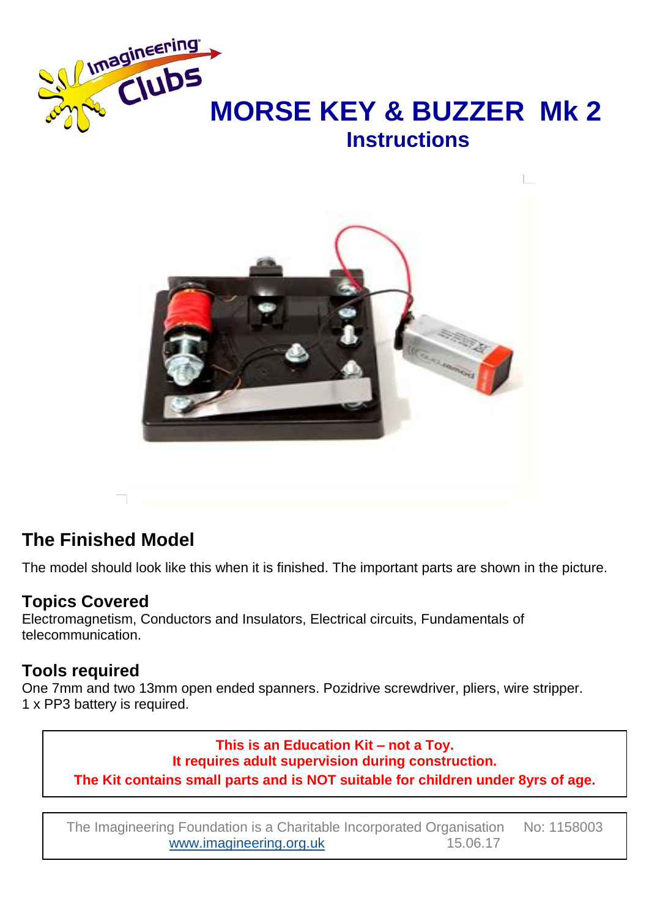# MORSE KEY & BUZZER Mk 2

## Instructions

## The Finished Model

The model should look like this when it is finished. The important parts are shown in the picture.

## Topics Covered

Electromagnetism, Conductors and Insulators, Electrical circuits, Fundamentals of telecommunication.

## Tools required

One 7mm and two 13mm open ended spanners. Pozidrive screwdriver, pliers, wire stripper.
1 x PP3 battery is required.

**This is an Education Kit – not a Toy.**
**It requires adult supervision during construction.**
**The Kit contains small parts and is NOT suitable for children under 8yrs of age.**

The Imagineering Foundation is a Charitable Incorporated Organisation No: 1158003
www.imagineering.org.uk 15.06.17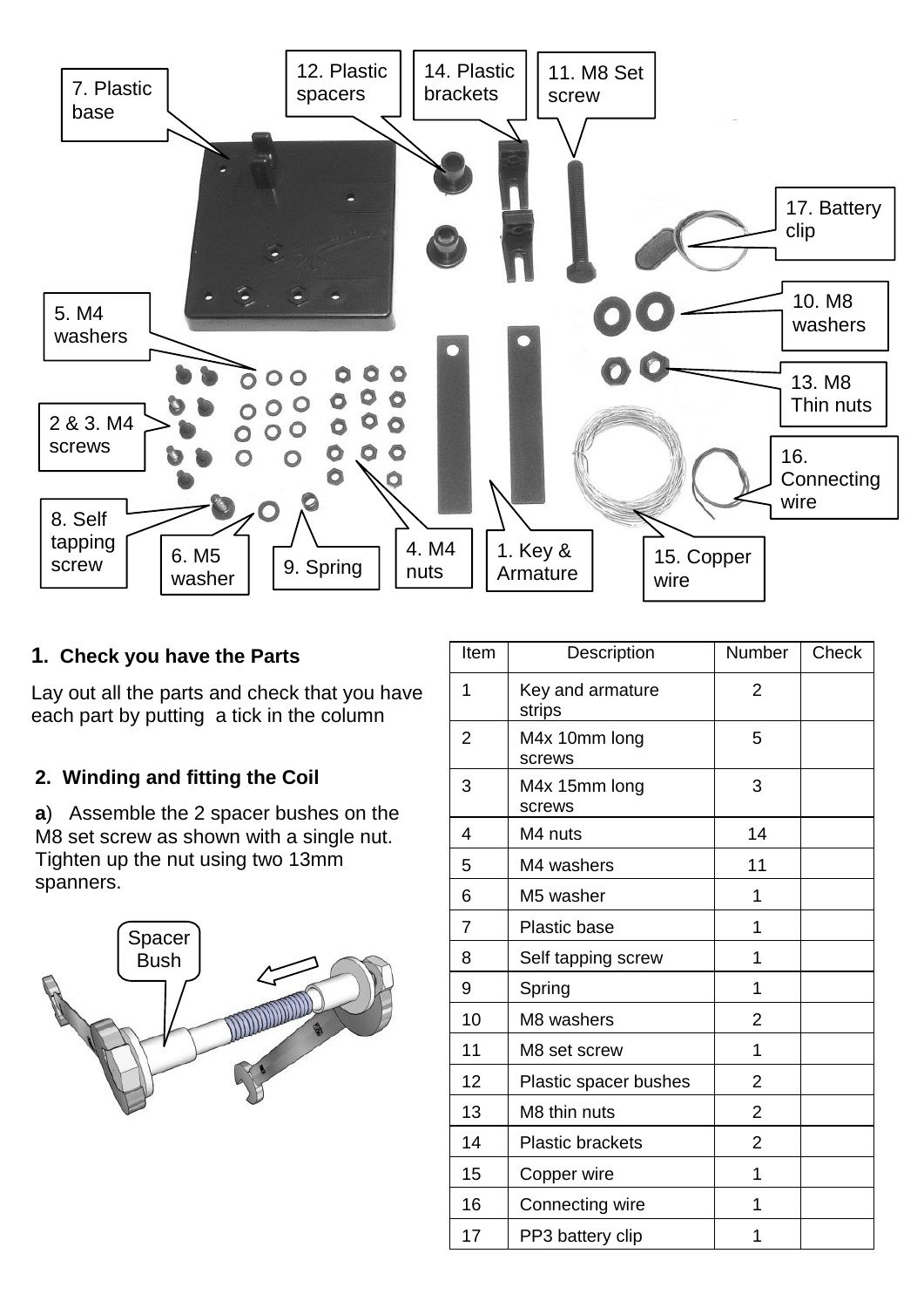7. Plastic base

12. Plastic spacers

14. Plastic brackets

11. M8 Set screw

17. Battery clip

10. M8 washers

5. M4 washers

13. M8 Thin nuts

2 & 3. M4 screws

16. Connecting wire

8. Self tapping screw

6. M5 washer

9. Spring

4. M4 nuts

1. Key & Armature

15. Copper wire

## 1. Check you have the Parts

Lay out all the parts and check that you have each part by putting a tick in the column

| Item | Description | Number | Check |
|---|---|---|---|
| 1 | Key and armature strips | 2 | |
| 2 | M4x 10mm long screws | 5 | |
| 3 | M4x 15mm long screws | 3 | |
| 4 | M4 nuts | 14 | |
| 5 | M4 washers | 11 | |
| 6 | M5 washer | 1 | |
| 7 | Plastic base | 1 | |
| 8 | Self tapping screw | 1 | |
| 9 | Spring | 1 | |
| 10 | M8 washers | 2 | |
| 11 | M8 set screw | 1 | |
| 12 | Plastic spacer bushes | 2 | |
| 13 | M8 thin nuts | 2 | |
| 14 | Plastic brackets | 2 | |
| 15 | Copper wire | 1 | |
| 16 | Connecting wire | 1 | |
| 17 | PP3 battery clip | 1 | |

## 2. Winding and fitting the Coil

**a**) Assemble the 2 spacer bushes on the M8 set screw as shown with a single nut. Tighten up the nut using two 13mm spanners.

Spacer Bush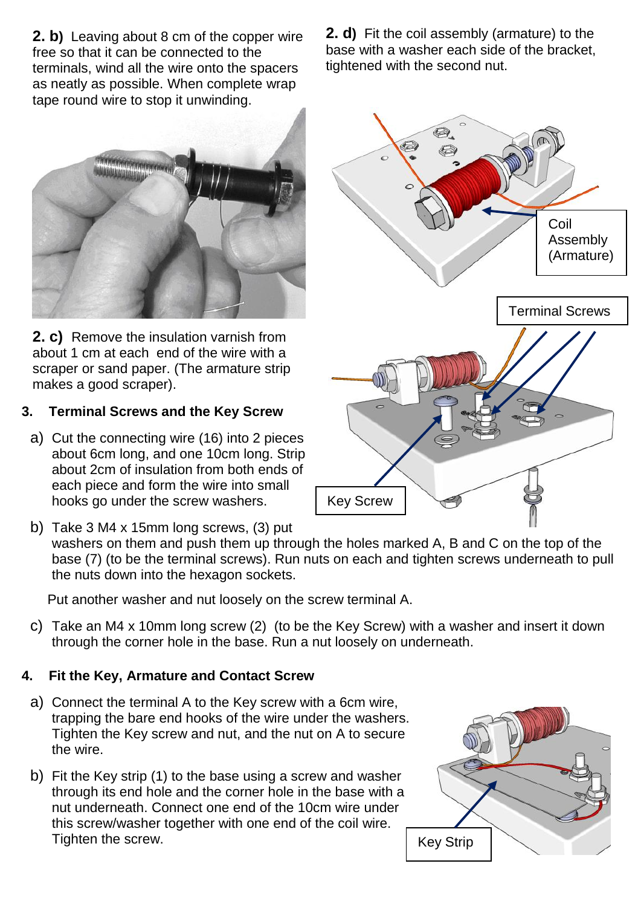**2. b)** Leaving about 8 cm of the copper wire free so that it can be connected to the terminals, wind all the wire onto the spacers as neatly as possible. When complete wrap tape round wire to stop it unwinding.

**2. c)** Remove the insulation varnish from about 1 cm at each end of the wire with a scraper or sand paper. (The armature strip makes a good scraper).

**2. d)** Fit the coil assembly (armature) to the base with a washer each side of the bracket, tightened with the second nut.

Coil Assembly (Armature)

Terminal Screws

Key Screw

## 3. Terminal Screws and the Key Screw

a) Cut the connecting wire (16) into 2 pieces about 6cm long, and one 10cm long. Strip about 2cm of insulation from both ends of each piece and form the wire into small hooks go under the screw washers.

b) Take 3 M4 x 15mm long screws, (3) put washers on them and push them up through the holes marked A, B and C on the top of the base (7) (to be the terminal screws). Run nuts on each and tighten screws underneath to pull the nuts down into the hexagon sockets.

Put another washer and nut loosely on the screw terminal A.

c) Take an M4 x 10mm long screw (2) (to be the Key Screw) with a washer and insert it down through the corner hole in the base. Run a nut loosely on underneath.

## 4. Fit the Key, Armature and Contact Screw

a) Connect the terminal A to the Key screw with a 6cm wire, trapping the bare end hooks of the wire under the washers. Tighten the Key screw and nut, and the nut on A to secure the wire.

b) Fit the Key strip (1) to the base using a screw and washer through its end hole and the corner hole in the base with a nut underneath. Connect one end of the 10cm wire under this screw/washer together with one end of the coil wire. Tighten the screw.

Key Strip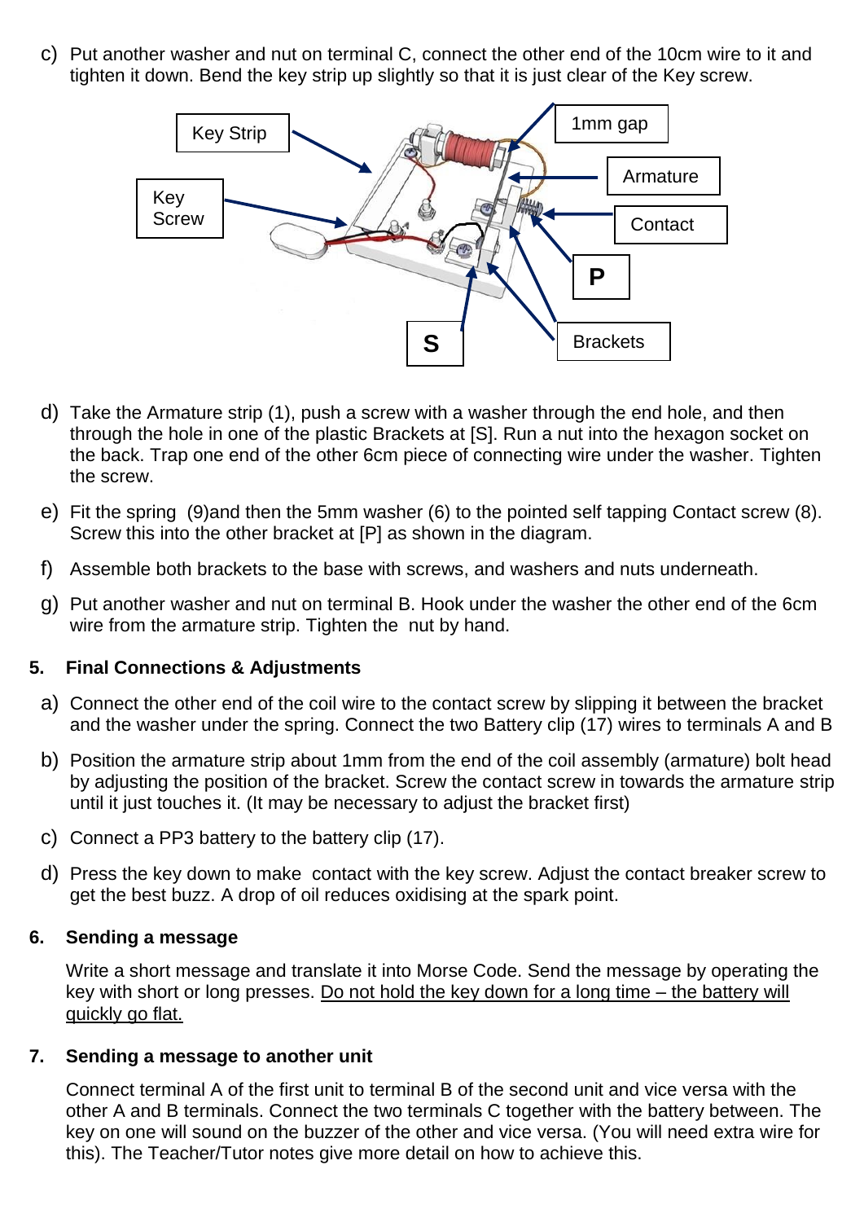c) Put another washer and nut on terminal C, connect the other end of the 10cm wire to it and tighten it down. Bend the key strip up slightly so that it is just clear of the Key screw.

Key Strip

Key Screw

1mm gap

Armature

Contact

P

S

Brackets

d) Take the Armature strip (1), push a screw with a washer through the end hole, and then through the hole in one of the plastic Brackets at [S]. Run a nut into the hexagon socket on the back. Trap one end of the other 6cm piece of connecting wire under the washer. Tighten the screw.

e) Fit the spring (9)and then the 5mm washer (6) to the pointed self tapping Contact screw (8). Screw this into the other bracket at [P] as shown in the diagram.

f) Assemble both brackets to the base with screws, and washers and nuts underneath.

g) Put another washer and nut on terminal B. Hook under the washer the other end of the 6cm wire from the armature strip. Tighten the nut by hand.

## 5. Final Connections & Adjustments

a) Connect the other end of the coil wire to the contact screw by slipping it between the bracket and the washer under the spring. Connect the two Battery clip (17) wires to terminals A and B

b) Position the armature strip about 1mm from the end of the coil assembly (armature) bolt head by adjusting the position of the bracket. Screw the contact screw in towards the armature strip until it just touches it. (It may be necessary to adjust the bracket first)

c) Connect a PP3 battery to the battery clip (17).

d) Press the key down to make contact with the key screw. Adjust the contact breaker screw to get the best buzz. A drop of oil reduces oxidising at the spark point.

## 6. Sending a message

Write a short message and translate it into Morse Code. Send the message by operating the key with short or long presses. Do not hold the key down for a long time – the battery will quickly go flat.

## 7. Sending a message to another unit

Connect terminal A of the first unit to terminal B of the second unit and vice versa with the other A and B terminals. Connect the two terminals C together with the battery between. The key on one will sound on the buzzer of the other and vice versa. (You will need extra wire for this). The Teacher/Tutor notes give more detail on how to achieve this.